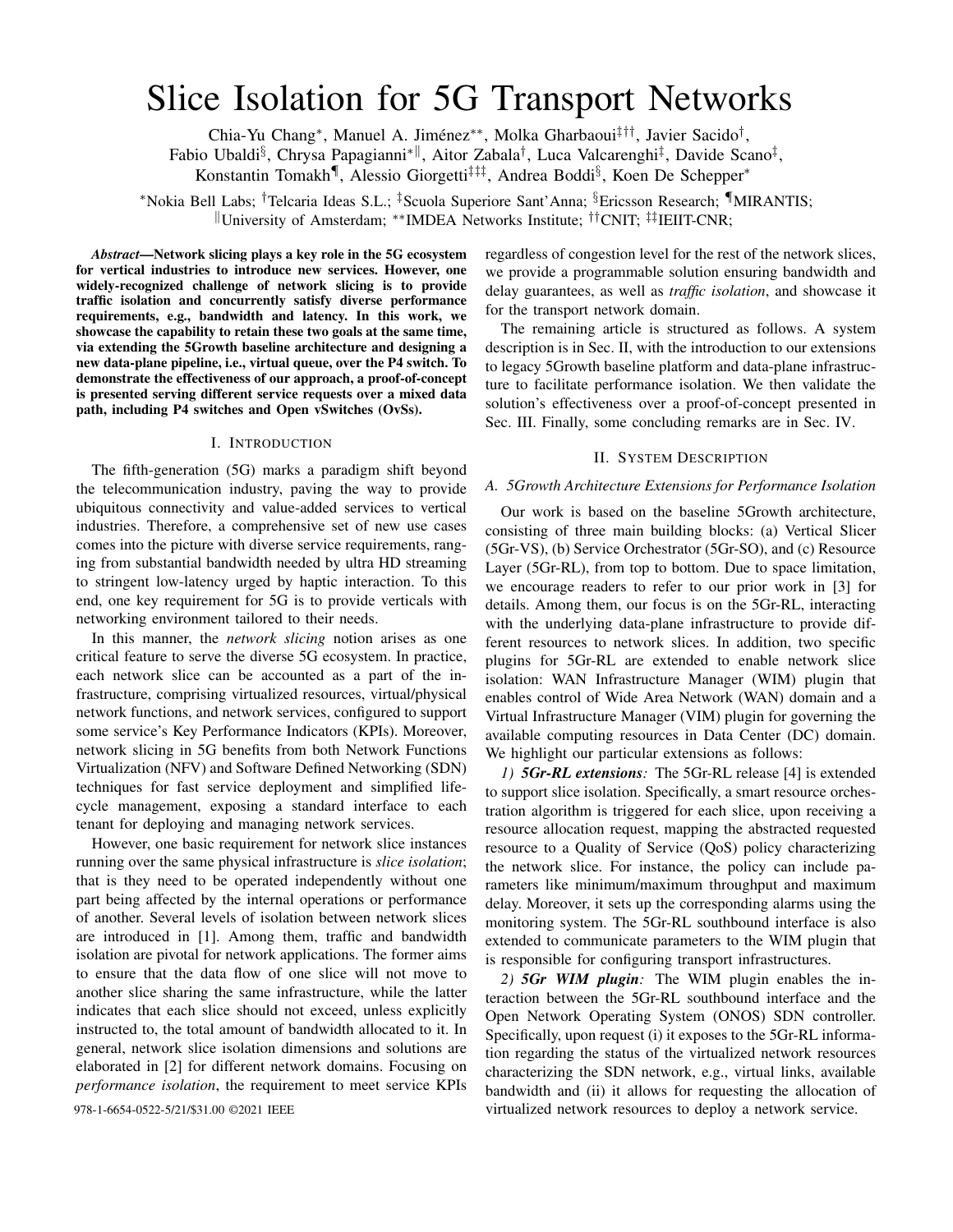# Slice Isolation for 5G Transport Networks

Chia-Yu Chang*, Manuel A. Jiménez**, Molka Gharbaoui‡††, Javier Sacido†, Fabio Ubaldi§, Chrysa Papagianni*‖, Aitor Zabala†, Luca Valcarenghi‡, Davide Scano‡, Konstantin Tomakh¶, Alessio Giorgetti‡‡‡, Andrea Boddi§, Koen De Schepper*

*Nokia Bell Labs; †Telcaria Ideas S.L.; ‡Scuola Superiore Sant'Anna; §Ericsson Research; ¶MIRANTIS; ‖University of Amsterdam; **IMDEA Networks Institute; ††CNIT; ‡‡IEIIT-CNR;

***Abstract*—Network slicing plays a key role in the 5G ecosystem for vertical industries to introduce new services. However, one widely-recognized challenge of network slicing is to provide traffic isolation and concurrently satisfy diverse performance requirements, e.g., bandwidth and latency. In this work, we showcase the capability to retain these two goals at the same time, via extending the 5Growth baseline architecture and designing a new data-plane pipeline, i.e., virtual queue, over the P4 switch. To demonstrate the effectiveness of our approach, a proof-of-concept is presented serving different service requests over a mixed data path, including P4 switches and Open vSwitches (OvSs).**

## I. Introduction

The fifth-generation (5G) marks a paradigm shift beyond the telecommunication industry, paving the way to provide ubiquitous connectivity and value-added services to vertical industries. Therefore, a comprehensive set of new use cases comes into the picture with diverse service requirements, ranging from substantial bandwidth needed by ultra HD streaming to stringent low-latency urged by haptic interaction. To this end, one key requirement for 5G is to provide verticals with networking environment tailored to their needs.

In this manner, the *network slicing* notion arises as one critical feature to serve the diverse 5G ecosystem. In practice, each network slice can be accounted as a part of the infrastructure, comprising virtualized resources, virtual/physical network functions, and network services, configured to support some service's Key Performance Indicators (KPIs). Moreover, network slicing in 5G benefits from both Network Functions Virtualization (NFV) and Software Defined Networking (SDN) techniques for fast service deployment and simplified lifecycle management, exposing a standard interface to each tenant for deploying and managing network services.

However, one basic requirement for network slice instances running over the same physical infrastructure is *slice isolation*; that is they need to be operated independently without one part being affected by the internal operations or performance of another. Several levels of isolation between network slices are introduced in [1]. Among them, traffic and bandwidth isolation are pivotal for network applications. The former aims to ensure that the data flow of one slice will not move to another slice sharing the same infrastructure, while the latter indicates that each slice should not exceed, unless explicitly instructed to, the total amount of bandwidth allocated to it. In general, network slice isolation dimensions and solutions are elaborated in [2] for different network domains. Focusing on *performance isolation*, the requirement to meet service KPIs regardless of congestion level for the rest of the network slices, we provide a programmable solution ensuring bandwidth and delay guarantees, as well as *traffic isolation*, and showcase it for the transport network domain.

The remaining article is structured as follows. A system description is in Sec. II, with the introduction to our extensions to legacy 5Growth baseline platform and data-plane infrastructure to facilitate performance isolation. We then validate the solution's effectiveness over a proof-of-concept presented in Sec. III. Finally, some concluding remarks are in Sec. IV.

## II. System Description

### A. 5Growth Architecture Extensions for Performance Isolation

Our work is based on the baseline 5Growth architecture, consisting of three main building blocks: (a) Vertical Slicer (5Gr-VS), (b) Service Orchestrator (5Gr-SO), and (c) Resource Layer (5Gr-RL), from top to bottom. Due to space limitation, we encourage readers to refer to our prior work in [3] for details. Among them, our focus is on the 5Gr-RL, interacting with the underlying data-plane infrastructure to provide different resources to network slices. In addition, two specific plugins for 5Gr-RL are extended to enable network slice isolation: WAN Infrastructure Manager (WIM) plugin that enables control of Wide Area Network (WAN) domain and a Virtual Infrastructure Manager (VIM) plugin for governing the available computing resources in Data Center (DC) domain. We highlight our particular extensions as follows:

*1) **5Gr-RL extensions**:* The 5Gr-RL release [4] is extended to support slice isolation. Specifically, a smart resource orchestration algorithm is triggered for each slice, upon receiving a resource allocation request, mapping the abstracted requested resource to a Quality of Service (QoS) policy characterizing the network slice. For instance, the policy can include parameters like minimum/maximum throughput and maximum delay. Moreover, it sets up the corresponding alarms using the monitoring system. The 5Gr-RL southbound interface is also extended to communicate parameters to the WIM plugin that is responsible for configuring transport infrastructures.

*2) **5Gr WIM plugin**:* The WIM plugin enables the interaction between the 5Gr-RL southbound interface and the Open Network Operating System (ONOS) SDN controller. Specifically, upon request (i) it exposes to the 5Gr-RL information regarding the status of the virtualized network resources characterizing the SDN network, e.g., virtual links, available bandwidth and (ii) it allows for requesting the allocation of virtualized network resources to deploy a network service.

978-1-6654-0522-5/21/$31.00 ©2021 IEEE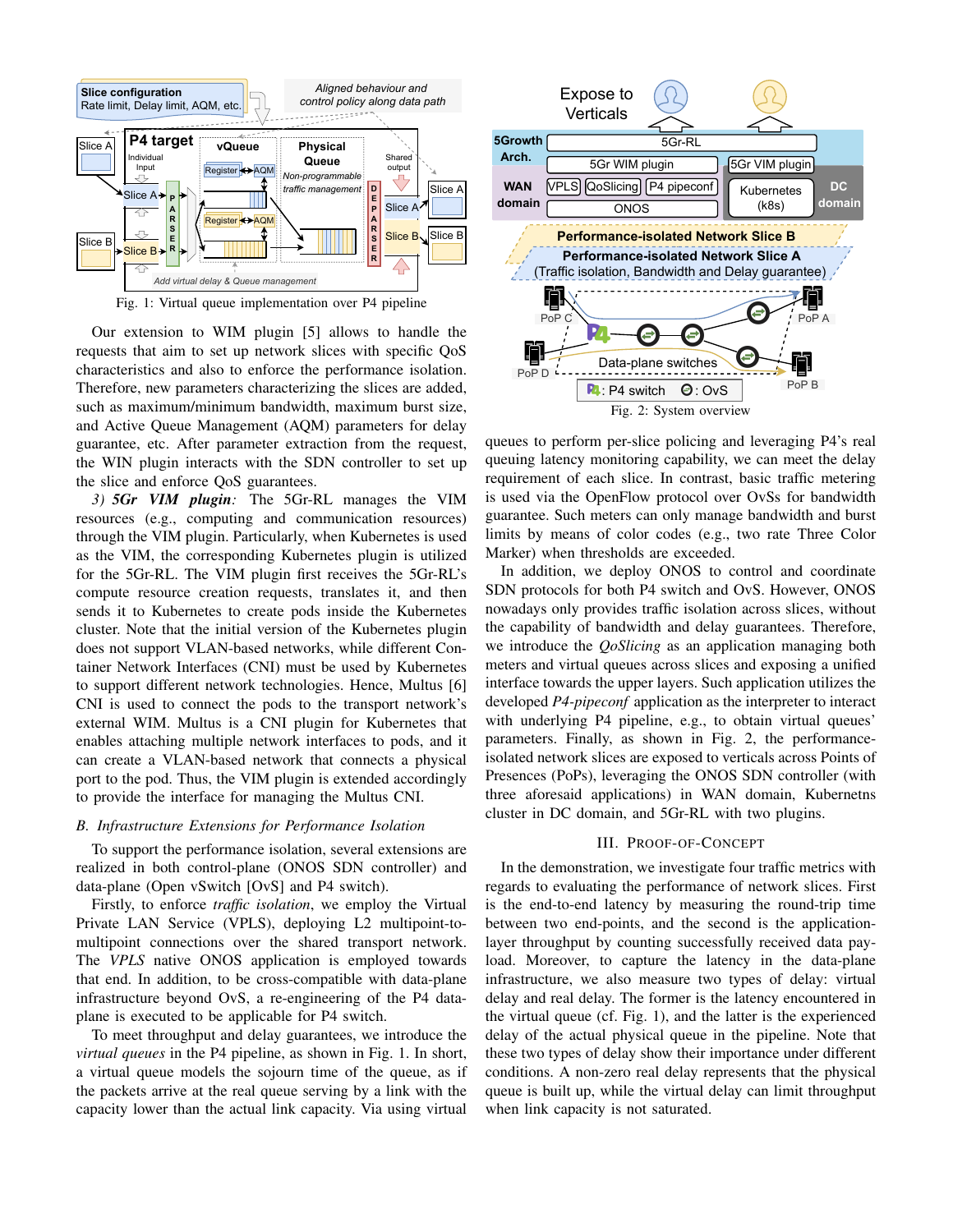Fig. 1: Virtual queue implementation over P4 pipeline

Our extension to WIM plugin [5] allows to handle the requests that aim to set up network slices with specific QoS characteristics and also to enforce the performance isolation. Therefore, new parameters characterizing the slices are added, such as maximum/minimum bandwidth, maximum burst size, and Active Queue Management (AQM) parameters for delay guarantee, etc. After parameter extraction from the request, the WIN plugin interacts with the SDN controller to set up the slice and enforce QoS guarantees.

*3) 5Gr VIM plugin:* The 5Gr-RL manages the VIM resources (e.g., computing and communication resources) through the VIM plugin. Particularly, when Kubernetes is used as the VIM, the corresponding Kubernetes plugin is utilized for the 5Gr-RL. The VIM plugin first receives the 5Gr-RL's compute resource creation requests, translates it, and then sends it to Kubernetes to create pods inside the Kubernetes cluster. Note that the initial version of the Kubernetes plugin does not support VLAN-based networks, while different Container Network Interfaces (CNI) must be used by Kubernetes to support different network technologies. Hence, Multus [6] CNI is used to connect the pods to the transport network's external WIM. Multus is a CNI plugin for Kubernetes that enables attaching multiple network interfaces to pods, and it can create a VLAN-based network that connects a physical port to the pod. Thus, the VIM plugin is extended accordingly to provide the interface for managing the Multus CNI.

### B. Infrastructure Extensions for Performance Isolation

To support the performance isolation, several extensions are realized in both control-plane (ONOS SDN controller) and data-plane (Open vSwitch [OvS] and P4 switch).

Firstly, to enforce *traffic isolation*, we employ the Virtual Private LAN Service (VPLS), deploying L2 multipoint-to-multipoint connections over the shared transport network. The *VPLS* native ONOS application is employed towards that end. In addition, to be cross-compatible with data-plane infrastructure beyond OvS, a re-engineering of the P4 data-plane is executed to be applicable for P4 switch.

To meet throughput and delay guarantees, we introduce the *virtual queues* in the P4 pipeline, as shown in Fig. 1. In short, a virtual queue models the sojourn time of the queue, as if the packets arrive at the real queue serving by a link with the capacity lower than the actual link capacity. Via using virtual queues to perform per-slice policing and leveraging P4's real queuing latency monitoring capability, we can meet the delay requirement of each slice. In contrast, basic traffic metering is used via the OpenFlow protocol over OvSs for bandwidth guarantee. Such meters can only manage bandwidth and burst limits by means of color codes (e.g., two rate Three Color Marker) when thresholds are exceeded.

Fig. 2: System overview

In addition, we deploy ONOS to control and coordinate SDN protocols for both P4 switch and OvS. However, ONOS nowadays only provides traffic isolation across slices, without the capability of bandwidth and delay guarantees. Therefore, we introduce the *QoSlicing* as an application managing both meters and virtual queues across slices and exposing a unified interface towards the upper layers. Such application utilizes the developed *P4-pipeconf* application as the interpreter to interact with underlying P4 pipeline, e.g., to obtain virtual queues' parameters. Finally, as shown in Fig. 2, the performance-isolated network slices are exposed to verticals across Points of Presences (PoPs), leveraging the ONOS SDN controller (with three aforesaid applications) in WAN domain, Kubernetns cluster in DC domain, and 5Gr-RL with two plugins.

## III. Proof-of-Concept

In the demonstration, we investigate four traffic metrics with regards to evaluating the performance of network slices. First is the end-to-end latency by measuring the round-trip time between two end-points, and the second is the application-layer throughput by counting successfully received data payload. Moreover, to capture the latency in the data-plane infrastructure, we also measure two types of delay: virtual delay and real delay. The former is the latency encountered in the virtual queue (cf. Fig. 1), and the latter is the experienced delay of the actual physical queue in the pipeline. Note that these two types of delay show their importance under different conditions. A non-zero real delay represents that the physical queue is built up, while the virtual delay can limit throughput when link capacity is not saturated.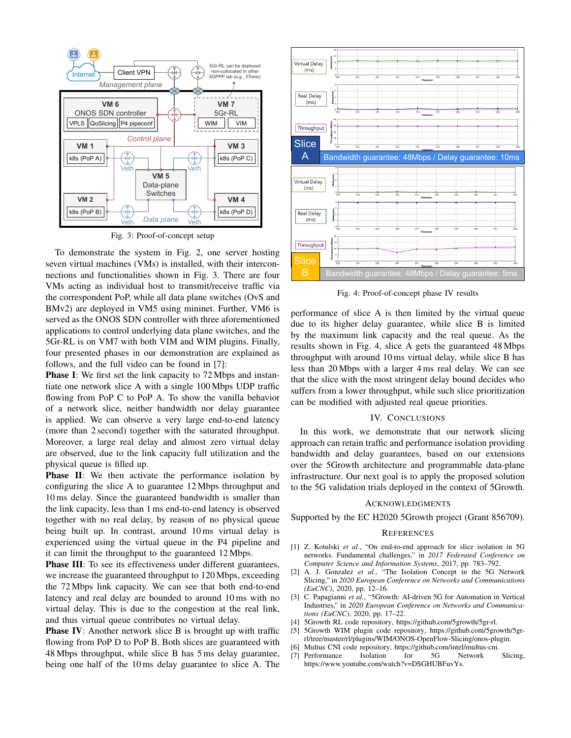Fig. 3: Proof-of-concept setup

To demonstrate the system in Fig. 2, one server hosting seven virtual machines (VMs) is installed, with their interconnections and functionalities shown in Fig. 3. There are four VMs acting as individual host to transmit/receive traffic via the correspondent PoP, while all data plane switches (OvS and BMv2) are deployed in VM5 using mininet. Further, VM6 is served as the ONOS SDN controller with three aforementioned applications to control underlying data plane switches, and the 5Gr-RL is on VM7 with both VIM and WIM plugins. Finally, four presented phases in our demonstration are explained as follows, and the full video can be found in [7]:

**Phase I**: We first set the link capacity to 72 Mbps and instantiate one network slice A with a single 100 Mbps UDP traffic flowing from PoP C to PoP A. To show the vanilla behavior of a network slice, neither bandwidth nor delay guarantee is applied. We can observe a very large end-to-end latency (more than 2 second) together with the saturated throughput. Moreover, a large real delay and almost zero virtual delay are observed, due to the link capacity full utilization and the physical queue is filled up.

**Phase II**: We then activate the performance isolation by configuring the slice A to guarantee 12 Mbps throughput and 10 ms delay. Since the guaranteed bandwidth is smaller than the link capacity, less than 1 ms end-to-end latency is observed together with no real delay, by reason of no physical queue being built up. In contrast, around 10 ms virtual delay is experienced using the virtual queue in the P4 pipeline and it can limit the throughput to the guaranteed 12 Mbps.

**Phase III**: To see its effectiveness under different guarantees, we increase the guaranteed throughput to 120 Mbps, exceeding the 72 Mbps link capacity. We can see that both end-to-end latency and real delay are bounded to around 10 ms with no virtual delay. This is due to the congestion at the real link, and thus virtual queue contributes no virtual delay.

**Phase IV**: Another network slice B is brought up with traffic flowing from PoP D to PoP B. Both slices are guaranteed with 48 Mbps throughput, while slice B has 5 ms delay guarantee, being one half of the 10 ms delay guarantee to slice A. The performance of slice A is then limited by the virtual queue due to its higher delay guarantee, while slice B is limited by the maximum link capacity and the real queue. As the results shown in Fig. 4, slice A gets the guaranteed 48 Mbps throughput with around 10 ms virtual delay, while slice B has less than 20 Mbps with a larger 4 ms real delay. We can see that the slice with the most stringent delay bound decides who suffers from a lower throughput, while such slice prioritization can be modified with adjusted real queue priorities.

Fig. 4: Proof-of-concept phase IV results

## IV. Conclusions

In this work, we demonstrate that our network slicing approach can retain traffic and performance isolation providing bandwidth and delay guarantees, based on our extensions over the 5Growth architecture and programmable data-plane infrastructure. Our next goal is to apply the proposed solution to the 5G validation trials deployed in the context of 5Growth.

## Acknowledgments

Supported by the EC H2020 5Growth project (Grant 856709).

## References

[1] Z. Kotulski *et al.*, "On end-to-end approach for slice isolation in 5G networks. Fundamental challenges," in *2017 Federated Conference on Computer Science and Information Systems*, 2017, pp. 783–792.

[2] A. J. Gonzalez *et al.*, "The Isolation Concept in the 5G Network Slicing," in *2020 European Conference on Networks and Communications (EuCNC)*, 2020, pp. 12–16.

[3] C. Papagianni *et al.*, "5Growth: AI-driven 5G for Automation in Vertical Industries," in *2020 European Conference on Networks and Communications (EuCNC)*, 2020, pp. 17–22.

[4] 5Growth RL code repository, https://github.com/5growth/5gr-rl.

[5] 5Growth WIM plugin code repository, https://github.com/5growth/5gr-rl/tree/master/rl/plugins/WIM/ONOS-OpenFlow-Slicing/onos-plugin.

[6] Multus CNI code repository, https://github.com/intel/multus-cni.

[7] Performance Isolation for 5G Network Slicing, https://www.youtube.com/watch?v=DSGHUBFuvYs.